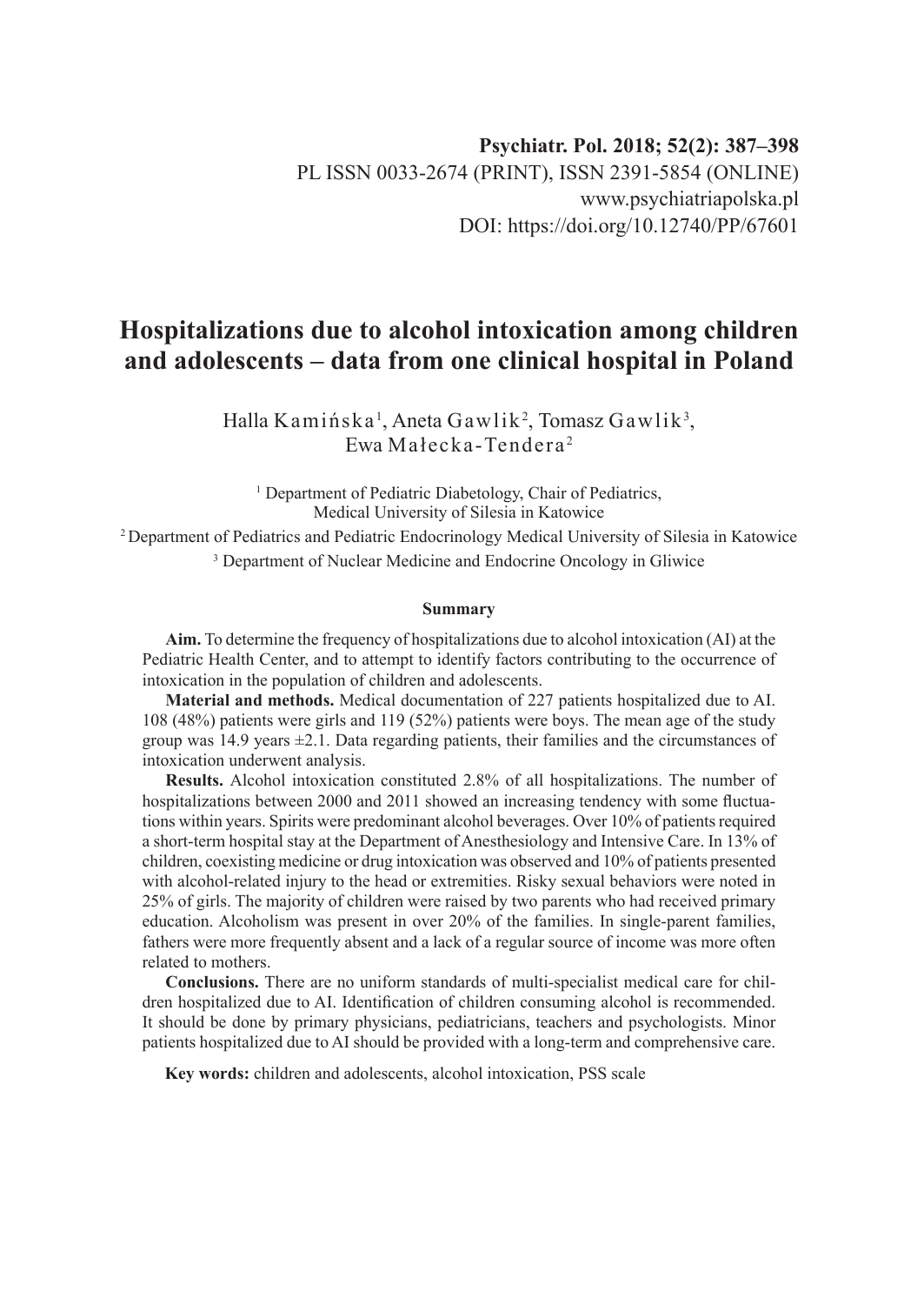Psychiatr. Pol. 2018; 52(2): 387–398
PL ISSN 0033-2674 (PRINT), ISSN 2391-5854 (ONLINE)
www.psychiatriapolska.pl
DOI: https://doi.org/10.12740/PP/67601

# Hospitalizations due to alcohol intoxication among children and adolescents – data from one clinical hospital in Poland

Halla Kamińska[1], Aneta Gawlik[2], Tomasz Gawlik[3], Ewa Małecka-Tendera[2]

[1] Department of Pediatric Diabetology, Chair of Pediatrics, Medical University of Silesia in Katowice

[2] Department of Pediatrics and Pediatric Endocrinology Medical University of Silesia in Katowice

[3] Department of Nuclear Medicine and Endocrine Oncology in Gliwice

### Summary

**Aim.** To determine the frequency of hospitalizations due to alcohol intoxication (AI) at the Pediatric Health Center, and to attempt to identify factors contributing to the occurrence of intoxication in the population of children and adolescents.

**Material and methods.** Medical documentation of 227 patients hospitalized due to AI. 108 (48%) patients were girls and 119 (52%) patients were boys. The mean age of the study group was 14.9 years ±2.1. Data regarding patients, their families and the circumstances of intoxication underwent analysis.

**Results.** Alcohol intoxication constituted 2.8% of all hospitalizations. The number of hospitalizations between 2000 and 2011 showed an increasing tendency with some fluctuations within years. Spirits were predominant alcohol beverages. Over 10% of patients required a short-term hospital stay at the Department of Anesthesiology and Intensive Care. In 13% of children, coexisting medicine or drug intoxication was observed and 10% of patients presented with alcohol-related injury to the head or extremities. Risky sexual behaviors were noted in 25% of girls. The majority of children were raised by two parents who had received primary education. Alcoholism was present in over 20% of the families. In single-parent families, fathers were more frequently absent and a lack of a regular source of income was more often related to mothers.

**Conclusions.** There are no uniform standards of multi-specialist medical care for children hospitalized due to AI. Identification of children consuming alcohol is recommended. It should be done by primary physicians, pediatricians, teachers and psychologists. Minor patients hospitalized due to AI should be provided with a long-term and comprehensive care.

**Key words:** children and adolescents, alcohol intoxication, PSS scale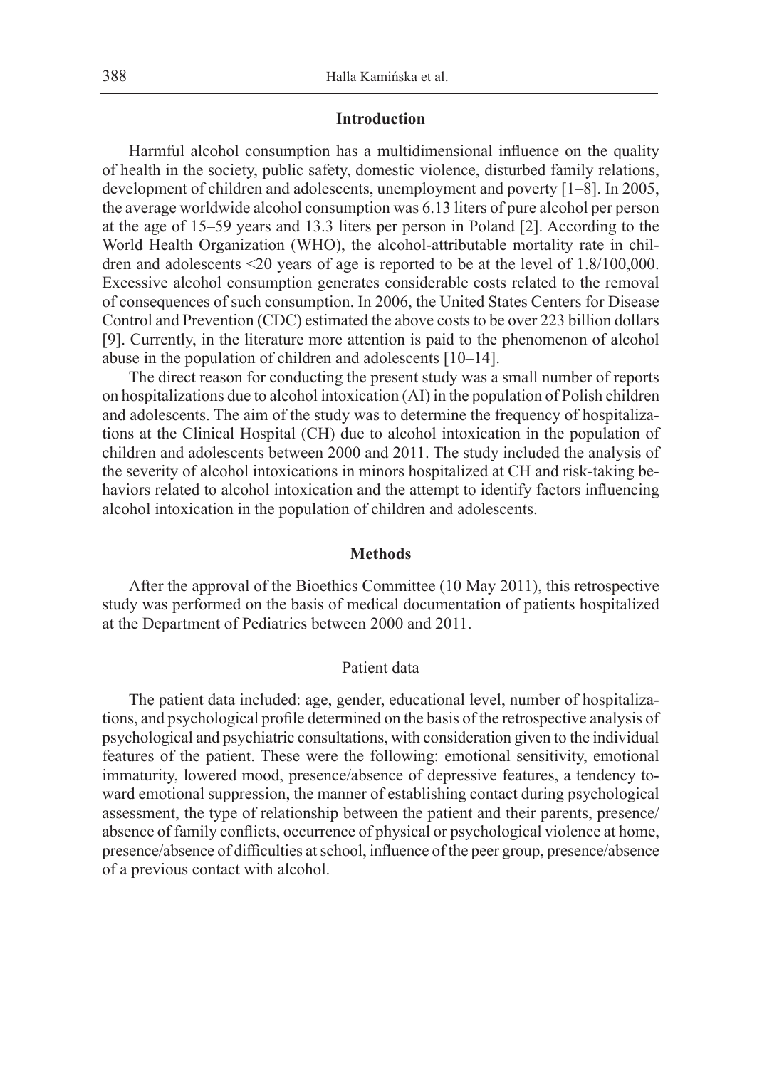## Introduction

Harmful alcohol consumption has a multidimensional influence on the quality of health in the society, public safety, domestic violence, disturbed family relations, development of children and adolescents, unemployment and poverty [1–8]. In 2005, the average worldwide alcohol consumption was 6.13 liters of pure alcohol per person at the age of 15–59 years and 13.3 liters per person in Poland [2]. According to the World Health Organization (WHO), the alcohol-attributable mortality rate in children and adolescents <20 years of age is reported to be at the level of 1.8/100,000. Excessive alcohol consumption generates considerable costs related to the removal of consequences of such consumption. In 2006, the United States Centers for Disease Control and Prevention (CDC) estimated the above costs to be over 223 billion dollars [9]. Currently, in the literature more attention is paid to the phenomenon of alcohol abuse in the population of children and adolescents [10–14].

The direct reason for conducting the present study was a small number of reports on hospitalizations due to alcohol intoxication (AI) in the population of Polish children and adolescents. The aim of the study was to determine the frequency of hospitalizations at the Clinical Hospital (CH) due to alcohol intoxication in the population of children and adolescents between 2000 and 2011. The study included the analysis of the severity of alcohol intoxications in minors hospitalized at CH and risk-taking behaviors related to alcohol intoxication and the attempt to identify factors influencing alcohol intoxication in the population of children and adolescents.

## Methods

After the approval of the Bioethics Committee (10 May 2011), this retrospective study was performed on the basis of medical documentation of patients hospitalized at the Department of Pediatrics between 2000 and 2011.

### Patient data

The patient data included: age, gender, educational level, number of hospitalizations, and psychological profile determined on the basis of the retrospective analysis of psychological and psychiatric consultations, with consideration given to the individual features of the patient. These were the following: emotional sensitivity, emotional immaturity, lowered mood, presence/absence of depressive features, a tendency toward emotional suppression, the manner of establishing contact during psychological assessment, the type of relationship between the patient and their parents, presence/absence of family conflicts, occurrence of physical or psychological violence at home, presence/absence of difficulties at school, influence of the peer group, presence/absence of a previous contact with alcohol.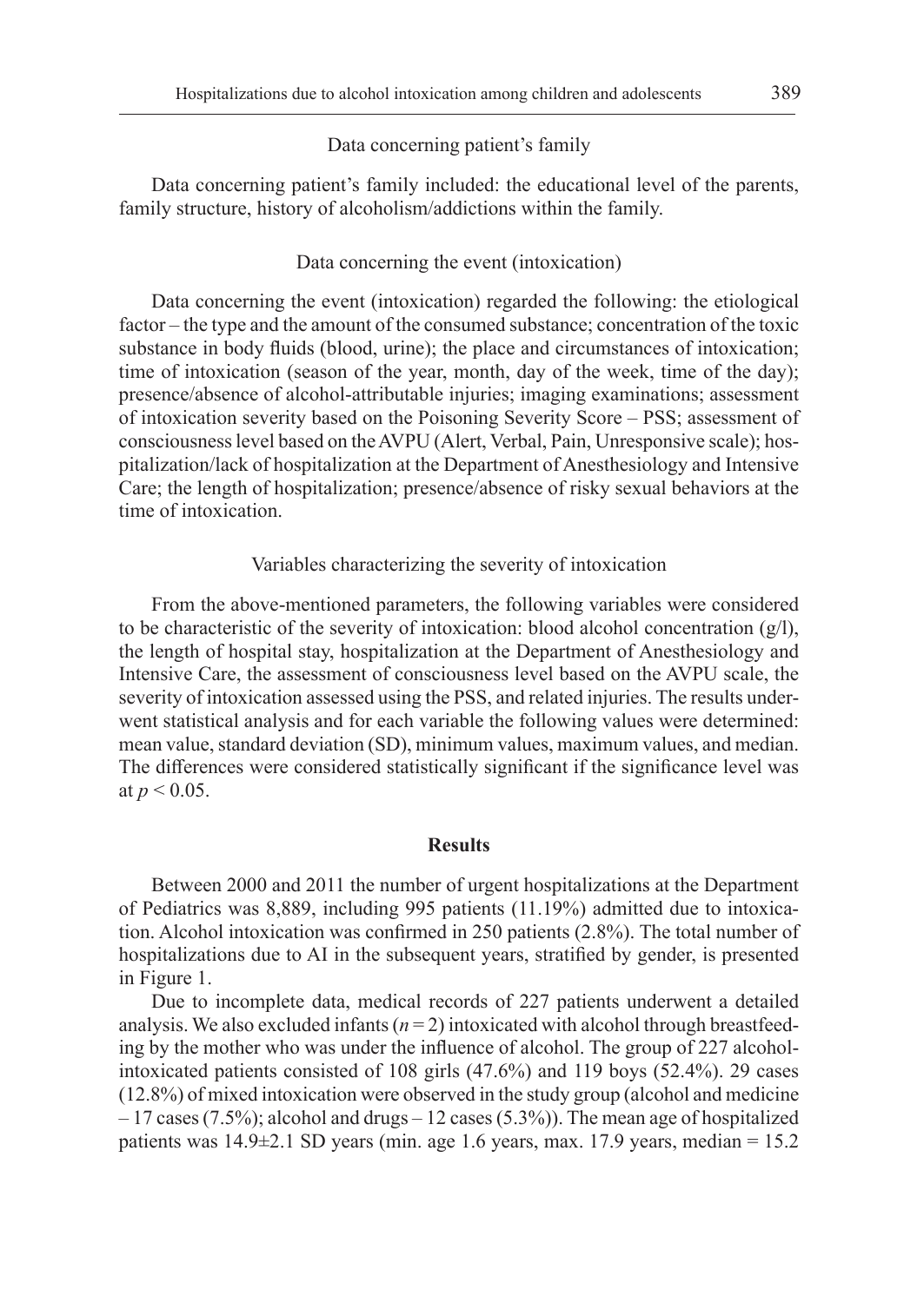### Data concerning patient's family

Data concerning patient's family included: the educational level of the parents, family structure, history of alcoholism/addictions within the family.

### Data concerning the event (intoxication)

Data concerning the event (intoxication) regarded the following: the etiological factor – the type and the amount of the consumed substance; concentration of the toxic substance in body fluids (blood, urine); the place and circumstances of intoxication; time of intoxication (season of the year, month, day of the week, time of the day); presence/absence of alcohol-attributable injuries; imaging examinations; assessment of intoxication severity based on the Poisoning Severity Score – PSS; assessment of consciousness level based on the AVPU (Alert, Verbal, Pain, Unresponsive scale); hospitalization/lack of hospitalization at the Department of Anesthesiology and Intensive Care; the length of hospitalization; presence/absence of risky sexual behaviors at the time of intoxication.

### Variables characterizing the severity of intoxication

From the above-mentioned parameters, the following variables were considered to be characteristic of the severity of intoxication: blood alcohol concentration (g/l), the length of hospital stay, hospitalization at the Department of Anesthesiology and Intensive Care, the assessment of consciousness level based on the AVPU scale, the severity of intoxication assessed using the PSS, and related injuries. The results underwent statistical analysis and for each variable the following values were determined: mean value, standard deviation (SD), minimum values, maximum values, and median. The differences were considered statistically significant if the significance level was at $p < 0.05$.

## Results

Between 2000 and 2011 the number of urgent hospitalizations at the Department of Pediatrics was 8,889, including 995 patients (11.19%) admitted due to intoxication. Alcohol intoxication was confirmed in 250 patients (2.8%). The total number of hospitalizations due to AI in the subsequent years, stratified by gender, is presented in Figure 1.

Due to incomplete data, medical records of 227 patients underwent a detailed analysis. We also excluded infants ($n = 2$) intoxicated with alcohol through breastfeeding by the mother who was under the influence of alcohol. The group of 227 alcohol-intoxicated patients consisted of 108 girls (47.6%) and 119 boys (52.4%). 29 cases (12.8%) of mixed intoxication were observed in the study group (alcohol and medicine – 17 cases (7.5%); alcohol and drugs – 12 cases (5.3%)). The mean age of hospitalized patients was 14.9±2.1 SD years (min. age 1.6 years, max. 17.9 years, median = 15.2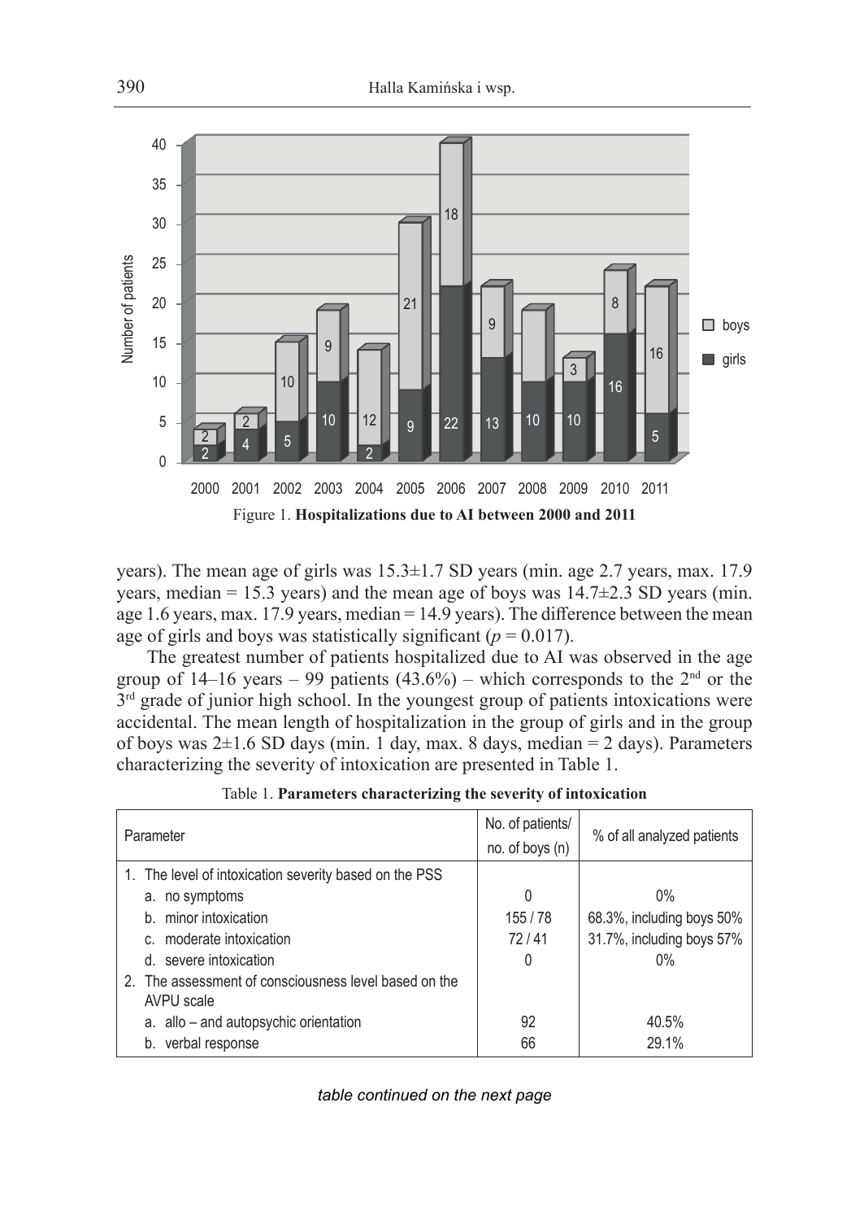Figure 1. **Hospitalizations due to AI between 2000 and 2011**

years). The mean age of girls was 15.3±1.7 SD years (min. age 2.7 years, max. 17.9 years, median = 15.3 years) and the mean age of boys was 14.7±2.3 SD years (min. age 1.6 years, max. 17.9 years, median = 14.9 years). The difference between the mean age of girls and boys was statistically significant ($p = 0.017$).

The greatest number of patients hospitalized due to AI was observed in the age group of 14–16 years – 99 patients (43.6%) – which corresponds to the 2nd or the 3rd grade of junior high school. In the youngest group of patients intoxications were accidental. The mean length of hospitalization in the group of girls and in the group of boys was 2±1.6 SD days (min. 1 day, max. 8 days, median = 2 days). Parameters characterizing the severity of intoxication are presented in Table 1.

Table 1. **Parameters characterizing the severity of intoxication**

| Parameter | No. of patients/ no. of boys (n) | % of all analyzed patients |
|---|---|---|
| 1. The level of intoxication severity based on the PSS | | |
| a. no symptoms | 0 | 0% |
| b. minor intoxication | 155 / 78 | 68.3%, including boys 50% |
| c. moderate intoxication | 72 / 41 | 31.7%, including boys 57% |
| d. severe intoxication | 0 | 0% |
| 2. The assessment of consciousness level based on the AVPU scale | | |
| a. allo – and autopsychic orientation | 92 | 40.5% |
| b. verbal response | 66 | 29.1% |

*table continued on the next page*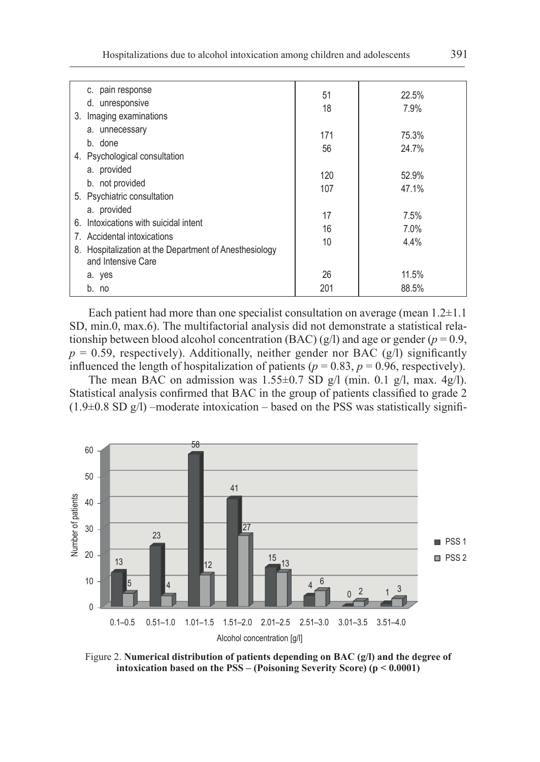| | | |
|---|---|---|
| c. pain response | 51 | 22.5% |
| d. unresponsive | 18 | 7.9% |
| 3. Imaging examinations | | |
| a. unnecessary | 171 | 75.3% |
| b. done | 56 | 24.7% |
| 4. Psychological consultation | | |
| a. provided | 120 | 52.9% |
| b. not provided | 107 | 47.1% |
| 5. Psychiatric consultation | | |
| a. provided | 17 | 7.5% |
| 6. Intoxications with suicidal intent | 16 | 7.0% |
| 7. Accidental intoxications | 10 | 4.4% |
| 8. Hospitalization at the Department of Anesthesiology and Intensive Care | | |
| a. yes | 26 | 11.5% |
| b. no | 201 | 88.5% |

Each patient had more than one specialist consultation on average (mean 1.2±1.1 SD, min.0, max.6). The multifactorial analysis did not demonstrate a statistical relationship between blood alcohol concentration (BAC) (g/l) and age or gender ($p = 0.9$, $p = 0.59$, respectively). Additionally, neither gender nor BAC (g/l) significantly influenced the length of hospitalization of patients ($p = 0.83$, $p = 0.96$, respectively).

The mean BAC on admission was 1.55±0.7 SD g/l (min. 0.1 g/l, max. 4g/l). Statistical analysis confirmed that BAC in the group of patients classified to grade 2 (1.9±0.8 SD g/l) –moderate intoxication – based on the PSS was statistically signifi-

| Alcohol concentration [g/l] | PSS 1 | PSS 2 |
|---|---|---|
| 0.1–0.5 | 13 | 5 |
| 0.51–1.0 | 23 | 4 |
| 1.01–1.5 | 58 | 12 |
| 1.51–2.0 | 41 | 27 |
| 2.01–2.5 | 15 | 13 |
| 2.51–3.0 | 4 | 6 |
| 3.01–3.5 | 0 | 2 |
| 3.51–4.0 | 1 | 3 |

Figure 2. **Numerical distribution of patients depending on BAC (g/l) and the degree of intoxication based on the PSS – (Poisoning Severity Score) ($p < 0.0001$)**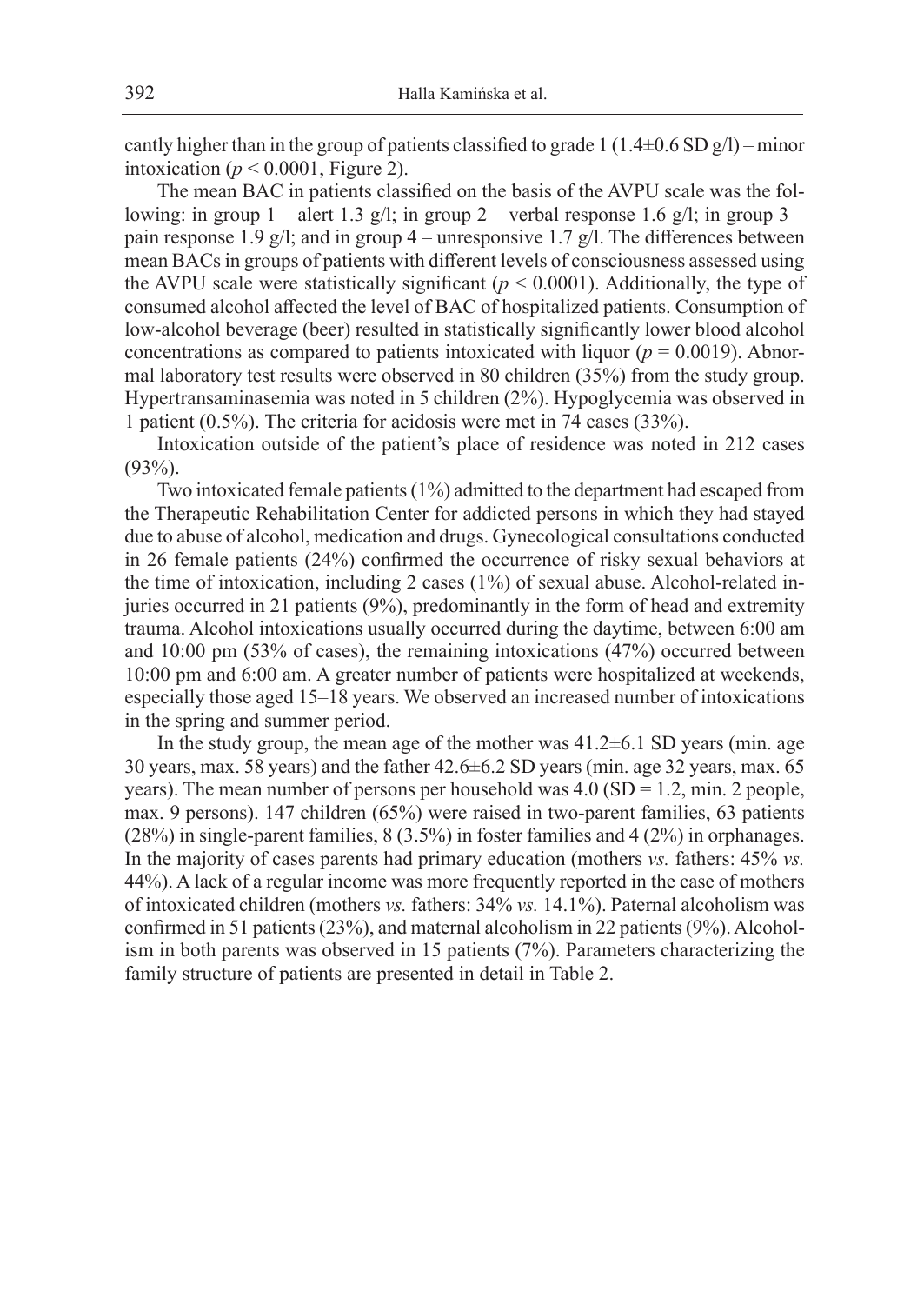cantly higher than in the group of patients classified to grade 1 (1.4±0.6 SD g/l) – minor intoxication ($p < 0.0001$, Figure 2).

The mean BAC in patients classified on the basis of the AVPU scale was the following: in group 1 – alert 1.3 g/l; in group 2 – verbal response 1.6 g/l; in group 3 – pain response 1.9 g/l; and in group 4 – unresponsive 1.7 g/l. The differences between mean BACs in groups of patients with different levels of consciousness assessed using the AVPU scale were statistically significant ($p < 0.0001$). Additionally, the type of consumed alcohol affected the level of BAC of hospitalized patients. Consumption of low-alcohol beverage (beer) resulted in statistically significantly lower blood alcohol concentrations as compared to patients intoxicated with liquor ($p = 0.0019$). Abnormal laboratory test results were observed in 80 children (35%) from the study group. Hypertransaminasemia was noted in 5 children (2%). Hypoglycemia was observed in 1 patient (0.5%). The criteria for acidosis were met in 74 cases (33%).

Intoxication outside of the patient's place of residence was noted in 212 cases (93%).

Two intoxicated female patients (1%) admitted to the department had escaped from the Therapeutic Rehabilitation Center for addicted persons in which they had stayed due to abuse of alcohol, medication and drugs. Gynecological consultations conducted in 26 female patients (24%) confirmed the occurrence of risky sexual behaviors at the time of intoxication, including 2 cases (1%) of sexual abuse. Alcohol-related injuries occurred in 21 patients (9%), predominantly in the form of head and extremity trauma. Alcohol intoxications usually occurred during the daytime, between 6:00 am and 10:00 pm (53% of cases), the remaining intoxications (47%) occurred between 10:00 pm and 6:00 am. A greater number of patients were hospitalized at weekends, especially those aged 15–18 years. We observed an increased number of intoxications in the spring and summer period.

In the study group, the mean age of the mother was 41.2±6.1 SD years (min. age 30 years, max. 58 years) and the father 42.6±6.2 SD years (min. age 32 years, max. 65 years). The mean number of persons per household was 4.0 (SD = 1.2, min. 2 people, max. 9 persons). 147 children (65%) were raised in two-parent families, 63 patients (28%) in single-parent families, 8 (3.5%) in foster families and 4 (2%) in orphanages. In the majority of cases parents had primary education (mothers *vs.* fathers: 45% *vs.* 44%). A lack of a regular income was more frequently reported in the case of mothers of intoxicated children (mothers *vs.* fathers: 34% *vs.* 14.1%). Paternal alcoholism was confirmed in 51 patients (23%), and maternal alcoholism in 22 patients (9%). Alcoholism in both parents was observed in 15 patients (7%). Parameters characterizing the family structure of patients are presented in detail in Table 2.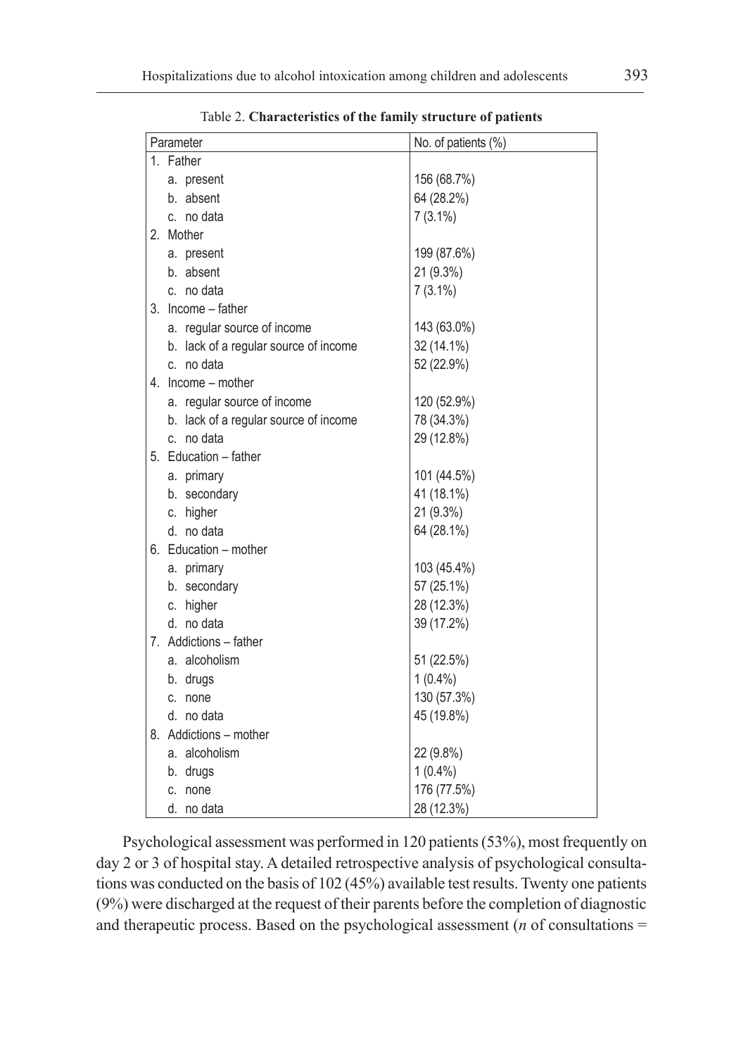Table 2. **Characteristics of the family structure of patients**

| Parameter | No. of patients (%) |
|---|---|
| 1. Father | |
| a. present | 156 (68.7%) |
| b. absent | 64 (28.2%) |
| c. no data | 7 (3.1%) |
| 2. Mother | |
| a. present | 199 (87.6%) |
| b. absent | 21 (9.3%) |
| c. no data | 7 (3.1%) |
| 3. Income – father | |
| a. regular source of income | 143 (63.0%) |
| b. lack of a regular source of income | 32 (14.1%) |
| c. no data | 52 (22.9%) |
| 4. Income – mother | |
| a. regular source of income | 120 (52.9%) |
| b. lack of a regular source of income | 78 (34.3%) |
| c. no data | 29 (12.8%) |
| 5. Education – father | |
| a. primary | 101 (44.5%) |
| b. secondary | 41 (18.1%) |
| c. higher | 21 (9.3%) |
| d. no data | 64 (28.1%) |
| 6. Education – mother | |
| a. primary | 103 (45.4%) |
| b. secondary | 57 (25.1%) |
| c. higher | 28 (12.3%) |
| d. no data | 39 (17.2%) |
| 7. Addictions – father | |
| a. alcoholism | 51 (22.5%) |
| b. drugs | 1 (0.4%) |
| c. none | 130 (57.3%) |
| d. no data | 45 (19.8%) |
| 8. Addictions – mother | |
| a. alcoholism | 22 (9.8%) |
| b. drugs | 1 (0.4%) |
| c. none | 176 (77.5%) |
| d. no data | 28 (12.3%) |

Psychological assessment was performed in 120 patients (53%), most frequently on day 2 or 3 of hospital stay. A detailed retrospective analysis of psychological consultations was conducted on the basis of 102 (45%) available test results. Twenty one patients (9%) were discharged at the request of their parents before the completion of diagnostic and therapeutic process. Based on the psychological assessment ($n$ of consultations =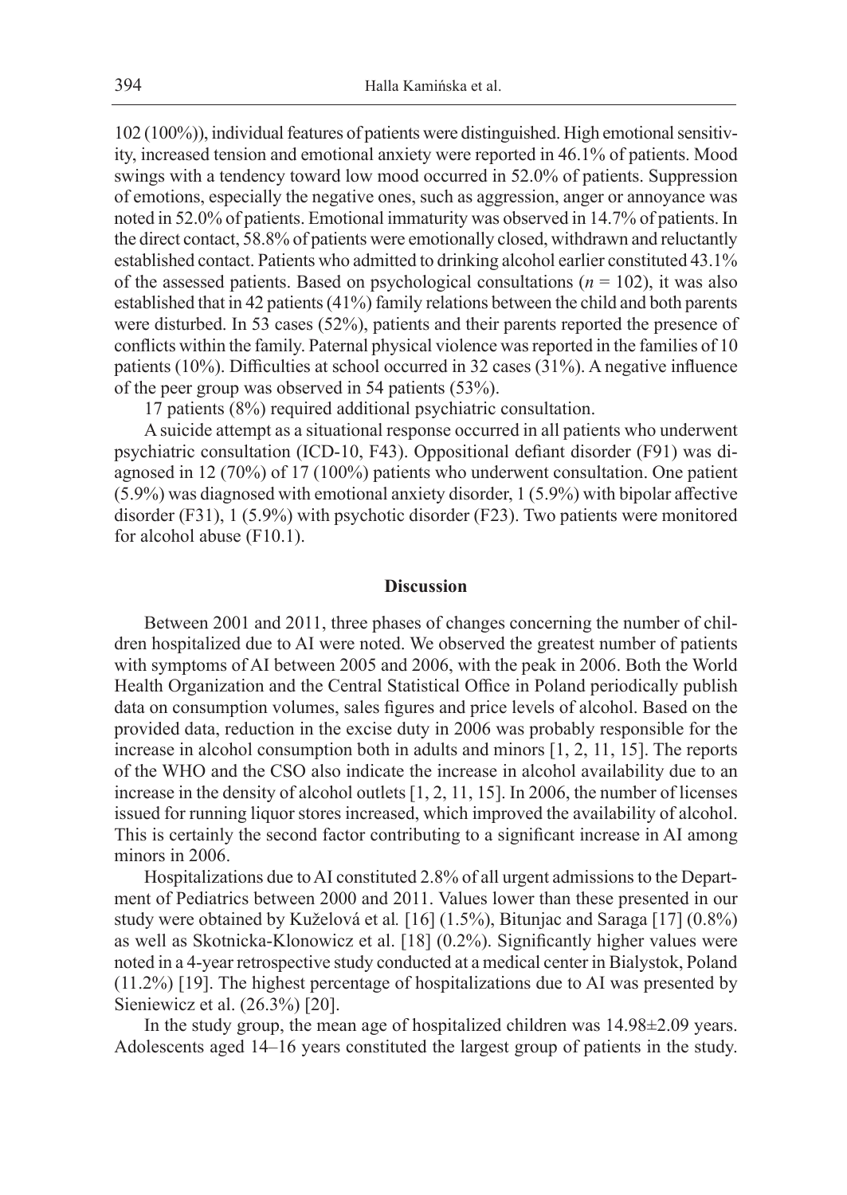102 (100%)), individual features of patients were distinguished. High emotional sensitivity, increased tension and emotional anxiety were reported in 46.1% of patients. Mood swings with a tendency toward low mood occurred in 52.0% of patients. Suppression of emotions, especially the negative ones, such as aggression, anger or annoyance was noted in 52.0% of patients. Emotional immaturity was observed in 14.7% of patients. In the direct contact, 58.8% of patients were emotionally closed, withdrawn and reluctantly established contact. Patients who admitted to drinking alcohol earlier constituted 43.1% of the assessed patients. Based on psychological consultations ($n = 102$), it was also established that in 42 patients (41%) family relations between the child and both parents were disturbed. In 53 cases (52%), patients and their parents reported the presence of conflicts within the family. Paternal physical violence was reported in the families of 10 patients (10%). Difficulties at school occurred in 32 cases (31%). A negative influence of the peer group was observed in 54 patients (53%).

17 patients (8%) required additional psychiatric consultation.

A suicide attempt as a situational response occurred in all patients who underwent psychiatric consultation (ICD-10, F43). Oppositional defiant disorder (F91) was diagnosed in 12 (70%) of 17 (100%) patients who underwent consultation. One patient (5.9%) was diagnosed with emotional anxiety disorder, 1 (5.9%) with bipolar affective disorder (F31), 1 (5.9%) with psychotic disorder (F23). Two patients were monitored for alcohol abuse (F10.1).

## Discussion

Between 2001 and 2011, three phases of changes concerning the number of children hospitalized due to AI were noted. We observed the greatest number of patients with symptoms of AI between 2005 and 2006, with the peak in 2006. Both the World Health Organization and the Central Statistical Office in Poland periodically publish data on consumption volumes, sales figures and price levels of alcohol. Based on the provided data, reduction in the excise duty in 2006 was probably responsible for the increase in alcohol consumption both in adults and minors [1, 2, 11, 15]. The reports of the WHO and the CSO also indicate the increase in alcohol availability due to an increase in the density of alcohol outlets [1, 2, 11, 15]. In 2006, the number of licenses issued for running liquor stores increased, which improved the availability of alcohol. This is certainly the second factor contributing to a significant increase in AI among minors in 2006.

Hospitalizations due to AI constituted 2.8% of all urgent admissions to the Department of Pediatrics between 2000 and 2011. Values lower than these presented in our study were obtained by Kuželová et al*.* [16] (1.5%), Bitunjac and Saraga [17] (0.8%) as well as Skotnicka-Klonowicz et al. [18] (0.2%). Significantly higher values were noted in a 4-year retrospective study conducted at a medical center in Bialystok, Poland (11.2%) [19]. The highest percentage of hospitalizations due to AI was presented by Sieniewicz et al. (26.3%) [20].

In the study group, the mean age of hospitalized children was 14.98±2.09 years. Adolescents aged 14–16 years constituted the largest group of patients in the study.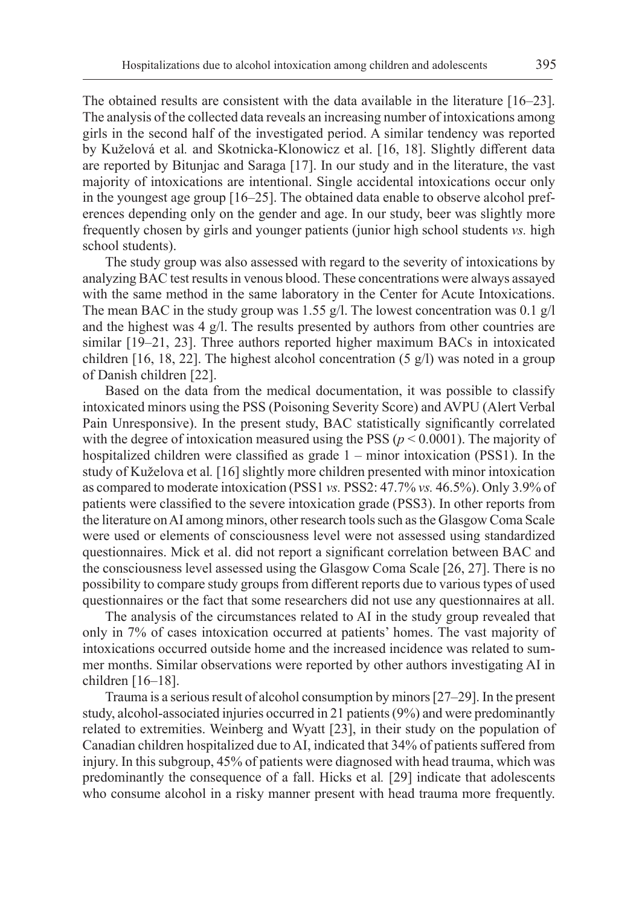The obtained results are consistent with the data available in the literature [16–23]. The analysis of the collected data reveals an increasing number of intoxications among girls in the second half of the investigated period. A similar tendency was reported by Kuželová et al*.* and Skotnicka-Klonowicz et al. [16, 18]. Slightly different data are reported by Bitunjac and Saraga [17]. In our study and in the literature, the vast majority of intoxications are intentional. Single accidental intoxications occur only in the youngest age group [16–25]. The obtained data enable to observe alcohol preferences depending only on the gender and age. In our study, beer was slightly more frequently chosen by girls and younger patients (junior high school students *vs.* high school students).

The study group was also assessed with regard to the severity of intoxications by analyzing BAC test results in venous blood. These concentrations were always assayed with the same method in the same laboratory in the Center for Acute Intoxications. The mean BAC in the study group was 1.55 g/l. The lowest concentration was 0.1 g/l and the highest was 4 g/l. The results presented by authors from other countries are similar [19–21, 23]. Three authors reported higher maximum BACs in intoxicated children [16, 18, 22]. The highest alcohol concentration (5 g/l) was noted in a group of Danish children [22].

Based on the data from the medical documentation, it was possible to classify intoxicated minors using the PSS (Poisoning Severity Score) and AVPU (Alert Verbal Pain Unresponsive). In the present study, BAC statistically significantly correlated with the degree of intoxication measured using the PSS ($p < 0.0001$). The majority of hospitalized children were classified as grade 1 – minor intoxication (PSS1). In the study of Kuželova et al*.* [16] slightly more children presented with minor intoxication as compared to moderate intoxication (PSS1 *vs.* PSS2: 47.7% *vs.* 46.5%). Only 3.9% of patients were classified to the severe intoxication grade (PSS3). In other reports from the literature on AI among minors, other research tools such as the Glasgow Coma Scale were used or elements of consciousness level were not assessed using standardized questionnaires. Mick et al. did not report a significant correlation between BAC and the consciousness level assessed using the Glasgow Coma Scale [26, 27]. There is no possibility to compare study groups from different reports due to various types of used questionnaires or the fact that some researchers did not use any questionnaires at all.

The analysis of the circumstances related to AI in the study group revealed that only in 7% of cases intoxication occurred at patients' homes. The vast majority of intoxications occurred outside home and the increased incidence was related to summer months. Similar observations were reported by other authors investigating AI in children [16–18].

Trauma is a serious result of alcohol consumption by minors [27–29]. In the present study, alcohol-associated injuries occurred in 21 patients (9%) and were predominantly related to extremities. Weinberg and Wyatt [23], in their study on the population of Canadian children hospitalized due to AI, indicated that 34% of patients suffered from injury. In this subgroup, 45% of patients were diagnosed with head trauma, which was predominantly the consequence of a fall. Hicks et al*.* [29] indicate that adolescents who consume alcohol in a risky manner present with head trauma more frequently.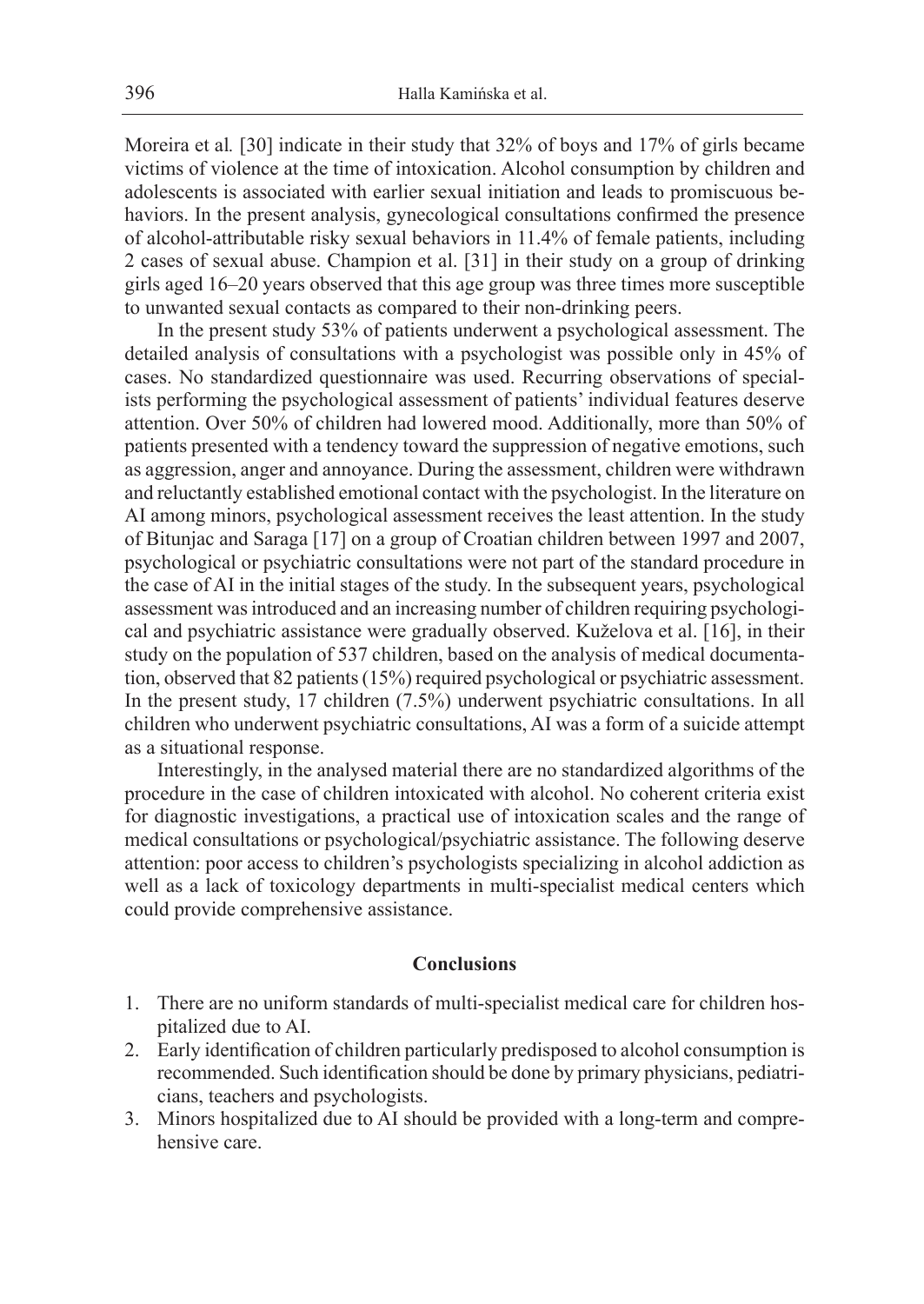Moreira et al*.* [30] indicate in their study that 32% of boys and 17% of girls became victims of violence at the time of intoxication. Alcohol consumption by children and adolescents is associated with earlier sexual initiation and leads to promiscuous behaviors. In the present analysis, gynecological consultations confirmed the presence of alcohol-attributable risky sexual behaviors in 11.4% of female patients, including 2 cases of sexual abuse. Champion et al. [31] in their study on a group of drinking girls aged 16–20 years observed that this age group was three times more susceptible to unwanted sexual contacts as compared to their non-drinking peers.

In the present study 53% of patients underwent a psychological assessment. The detailed analysis of consultations with a psychologist was possible only in 45% of cases. No standardized questionnaire was used. Recurring observations of specialists performing the psychological assessment of patients' individual features deserve attention. Over 50% of children had lowered mood. Additionally, more than 50% of patients presented with a tendency toward the suppression of negative emotions, such as aggression, anger and annoyance. During the assessment, children were withdrawn and reluctantly established emotional contact with the psychologist. In the literature on AI among minors, psychological assessment receives the least attention. In the study of Bitunjac and Saraga [17] on a group of Croatian children between 1997 and 2007, psychological or psychiatric consultations were not part of the standard procedure in the case of AI in the initial stages of the study. In the subsequent years, psychological assessment was introduced and an increasing number of children requiring psychological and psychiatric assistance were gradually observed. Kuželova et al. [16], in their study on the population of 537 children, based on the analysis of medical documentation, observed that 82 patients (15%) required psychological or psychiatric assessment. In the present study, 17 children (7.5%) underwent psychiatric consultations. In all children who underwent psychiatric consultations, AI was a form of a suicide attempt as a situational response.

Interestingly, in the analysed material there are no standardized algorithms of the procedure in the case of children intoxicated with alcohol. No coherent criteria exist for diagnostic investigations, a practical use of intoxication scales and the range of medical consultations or psychological/psychiatric assistance. The following deserve attention: poor access to children's psychologists specializing in alcohol addiction as well as a lack of toxicology departments in multi-specialist medical centers which could provide comprehensive assistance.

## Conclusions

1. There are no uniform standards of multi-specialist medical care for children hospitalized due to AI.
2. Early identification of children particularly predisposed to alcohol consumption is recommended. Such identification should be done by primary physicians, pediatricians, teachers and psychologists.
3. Minors hospitalized due to AI should be provided with a long-term and comprehensive care.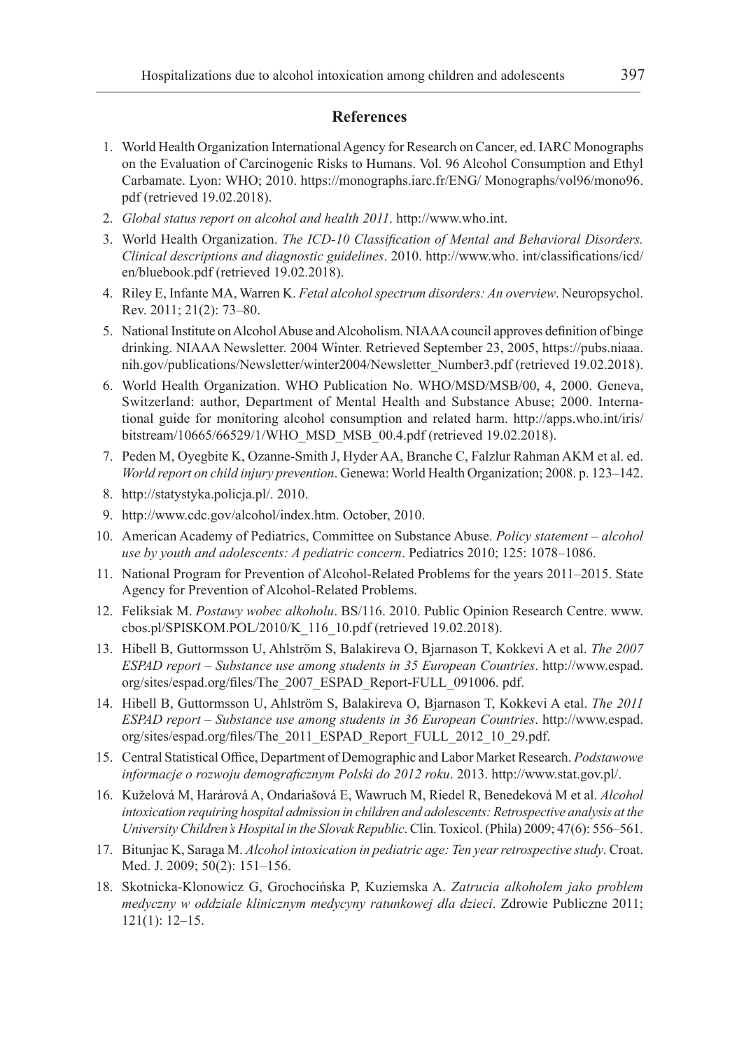## References

1. World Health Organization International Agency for Research on Cancer, ed. IARC Monographs on the Evaluation of Carcinogenic Risks to Humans. Vol. 96 Alcohol Consumption and Ethyl Carbamate. Lyon: WHO; 2010. https://monographs.iarc.fr/ENG/ Monographs/vol96/mono96.pdf (retrieved 19.02.2018).
2. *Global status report on alcohol and health 2011*. http://www.who.int.
3. World Health Organization. *The ICD-10 Classification of Mental and Behavioral Disorders. Clinical descriptions and diagnostic guidelines*. 2010. http://www.who. int/classifications/icd/en/bluebook.pdf (retrieved 19.02.2018).
4. Riley E, Infante MA, Warren K. *Fetal alcohol spectrum disorders: An overview*. Neuropsychol. Rev. 2011; 21(2): 73–80.
5. National Institute on Alcohol Abuse and Alcoholism. NIAAA council approves definition of binge drinking. NIAAA Newsletter. 2004 Winter. Retrieved September 23, 2005, https://pubs.niaaa.nih.gov/publications/Newsletter/winter2004/Newsletter_Number3.pdf (retrieved 19.02.2018).
6. World Health Organization. WHO Publication No. WHO/MSD/MSB/00, 4, 2000. Geneva, Switzerland: author, Department of Mental Health and Substance Abuse; 2000. International guide for monitoring alcohol consumption and related harm. http://apps.who.int/iris/bitstream/10665/66529/1/WHO_MSD_MSB_00.4.pdf (retrieved 19.02.2018).
7. Peden M, Oyegbite K, Ozanne-Smith J, Hyder AA, Branche C, Falzlur Rahman AKM et al. ed. *World report on child injury prevention*. Genewa: World Health Organization; 2008. p. 123–142.
8. http://statystyka.policja.pl/. 2010.
9. http://www.cdc.gov/alcohol/index.htm. October, 2010.
10. American Academy of Pediatrics, Committee on Substance Abuse. *Policy statement – alcohol use by youth and adolescents: A pediatric concern*. Pediatrics 2010; 125: 1078–1086.
11. National Program for Prevention of Alcohol-Related Problems for the years 2011–2015. State Agency for Prevention of Alcohol-Related Problems.
12. Feliksiak M. *Postawy wobec alkoholu*. BS/116. 2010. Public Opinion Research Centre. www.cbos.pl/SPISKOM.POL/2010/K_116_10.pdf (retrieved 19.02.2018).
13. Hibell B, Guttormsson U, Ahlström S, Balakireva O, Bjarnason T, Kokkevi A et al. *The 2007 ESPAD report – Substance use among students in 35 European Countries*. http://www.espad.org/sites/espad.org/files/The_2007_ESPAD_Report-FULL_091006. pdf.
14. Hibell B, Guttormsson U, Ahlström S, Balakireva O, Bjarnason T, Kokkevi A etal. *The 2011 ESPAD report – Substance use among students in 36 European Countries*. http://www.espad.org/sites/espad.org/files/The_2011_ESPAD_Report_FULL_2012_10_29.pdf.
15. Central Statistical Office, Department of Demographic and Labor Market Research. *Podstawowe informacje o rozwoju demograficznym Polski do 2012 roku*. 2013. http://www.stat.gov.pl/.
16. Kuželová M, Harárová A, Ondariašová E, Wawruch M, Riedel R, Benedeková M et al. *Alcohol intoxication requiring hospital admission in children and adolescents: Retrospective analysis at the University Children's Hospital in the Slovak Republic*. Clin. Toxicol. (Phila) 2009; 47(6): 556–561.
17. Bitunjac K, Saraga M. *Alcohol intoxication in pediatric age: Ten year retrospective study*. Croat. Med. J. 2009; 50(2): 151–156.
18. Skotnicka-Klonowicz G, Grochocińska P, Kuziemska A. *Zatrucia alkoholem jako problem medyczny w oddziale klinicznym medycyny ratunkowej dla dzieci*. Zdrowie Publiczne 2011; 121(1): 12–15.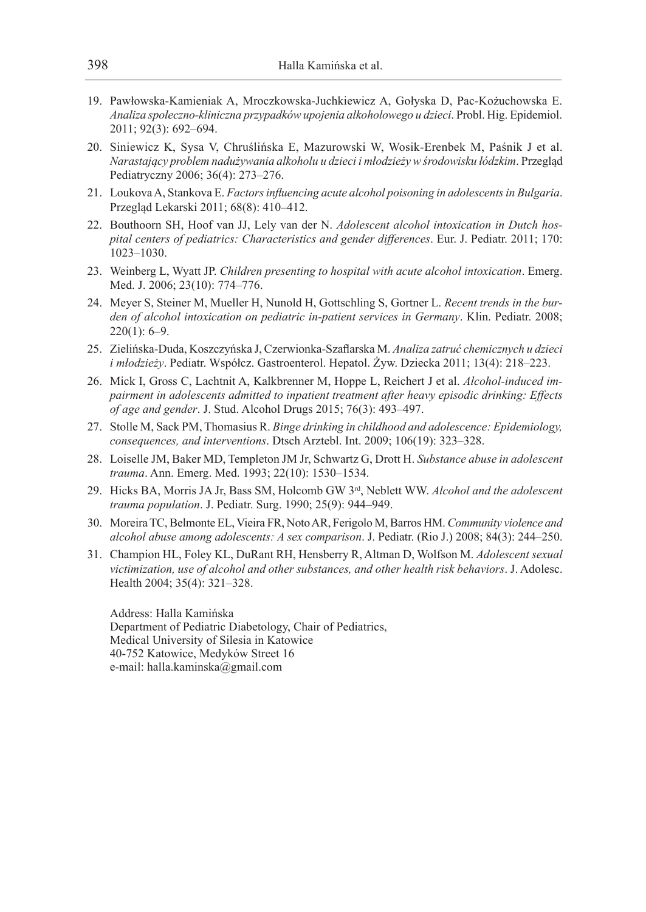19. Pawłowska-Kamieniak A, Mroczkowska-Juchkiewicz A, Gołyska D, Pac-Kożuchowska E. *Analiza społeczno-kliniczna przypadków upojenia alkoholowego u dzieci*. Probl. Hig. Epidemiol. 2011; 92(3): 692–694.
20. Siniewicz K, Sysa V, Chruślińska E, Mazurowski W, Wosik-Erenbek M, Paśnik J et al. *Narastający problem nadużywania alkoholu u dzieci i młodzieży w środowisku łódzkim*. Przegląd Pediatryczny 2006; 36(4): 273–276.
21. Loukova A, Stankova E. *Factors influencing acute alcohol poisoning in adolescents in Bulgaria*. Przegląd Lekarski 2011; 68(8): 410–412.
22. Bouthoorn SH, Hoof van JJ, Lely van der N. *Adolescent alcohol intoxication in Dutch hospital centers of pediatrics: Characteristics and gender differences*. Eur. J. Pediatr. 2011; 170: 1023–1030.
23. Weinberg L, Wyatt JP. *Children presenting to hospital with acute alcohol intoxication*. Emerg. Med. J. 2006; 23(10): 774–776.
24. Meyer S, Steiner M, Mueller H, Nunold H, Gottschling S, Gortner L. *Recent trends in the burden of alcohol intoxication on pediatric in-patient services in Germany*. Klin. Pediatr. 2008; 220(1): 6–9.
25. Zielińska-Duda, Koszczyńska J, Czerwionka-Szaflarska M. *Analiza zatruć chemicznych u dzieci i młodzieży*. Pediatr. Współcz. Gastroenterol. Hepatol. Żyw. Dziecka 2011; 13(4): 218–223.
26. Mick I, Gross C, Lachtnit A, Kalkbrenner M, Hoppe L, Reichert J et al. *Alcohol-induced impairment in adolescents admitted to inpatient treatment after heavy episodic drinking: Effects of age and gender*. J. Stud. Alcohol Drugs 2015; 76(3): 493–497.
27. Stolle M, Sack PM, Thomasius R. *Binge drinking in childhood and adolescence: Epidemiology, consequences, and interventions*. Dtsch Arztebl. Int. 2009; 106(19): 323–328.
28. Loiselle JM, Baker MD, Templeton JM Jr, Schwartz G, Drott H. *Substance abuse in adolescent trauma*. Ann. Emerg. Med. 1993; 22(10): 1530–1534.
29. Hicks BA, Morris JA Jr, Bass SM, Holcomb GW 3rd, Neblett WW. *Alcohol and the adolescent trauma population*. J. Pediatr. Surg. 1990; 25(9): 944–949.
30. Moreira TC, Belmonte EL, Vieira FR, Noto AR, Ferigolo M, Barros HM. *Community violence and alcohol abuse among adolescents: A sex comparison*. J. Pediatr. (Rio J.) 2008; 84(3): 244–250.
31. Champion HL, Foley KL, DuRant RH, Hensberry R, Altman D, Wolfson M. *Adolescent sexual victimization, use of alcohol and other substances, and other health risk behaviors*. J. Adolesc. Health 2004; 35(4): 321–328.

Address: Halla Kamińska
Department of Pediatric Diabetology, Chair of Pediatrics,
Medical University of Silesia in Katowice
40-752 Katowice, Medyków Street 16
e-mail: halla.kaminska@gmail.com